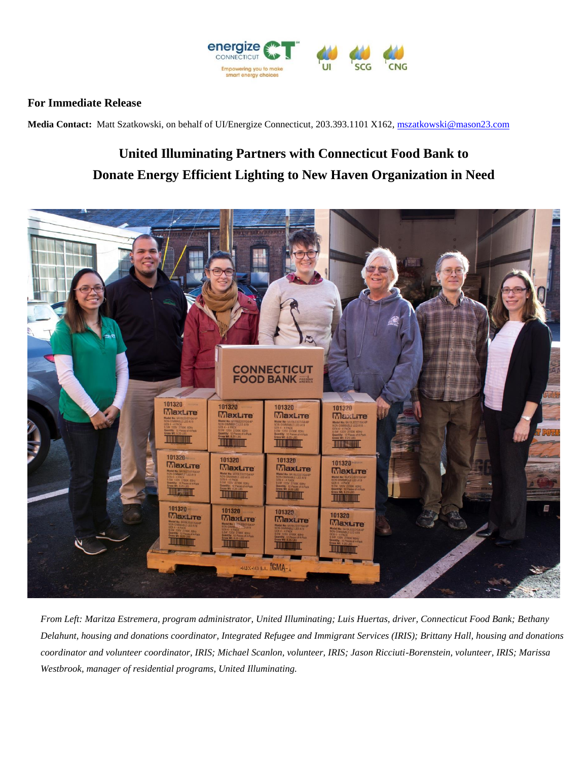**For Immediate Release**

**Media Contact:** Matt Szatkowski, on behalf of UI/Energize Connecticut, 203.393.1101 X162, mszatkowski@mason23.com

# United Illuminating Partners with Connecticut Food Bank to Donate Energy Efficient Lighting to New Haven Organization in Need

*From Left: Maritza Estremera, program administrator, United Illuminating; Luis Huertas, driver, Connecticut Food Bank; Bethany Delahunt, housing and donations coordinator, Integrated Refugee and Immigrant Services (IRIS); Brittany Hall, housing and donations coordinator and volunteer coordinator, IRIS; Michael Scanlon, volunteer, IRIS; Jason Ricciuti-Borenstein, volunteer, IRIS; Marissa Westbrook, manager of residential programs, United Illuminating.*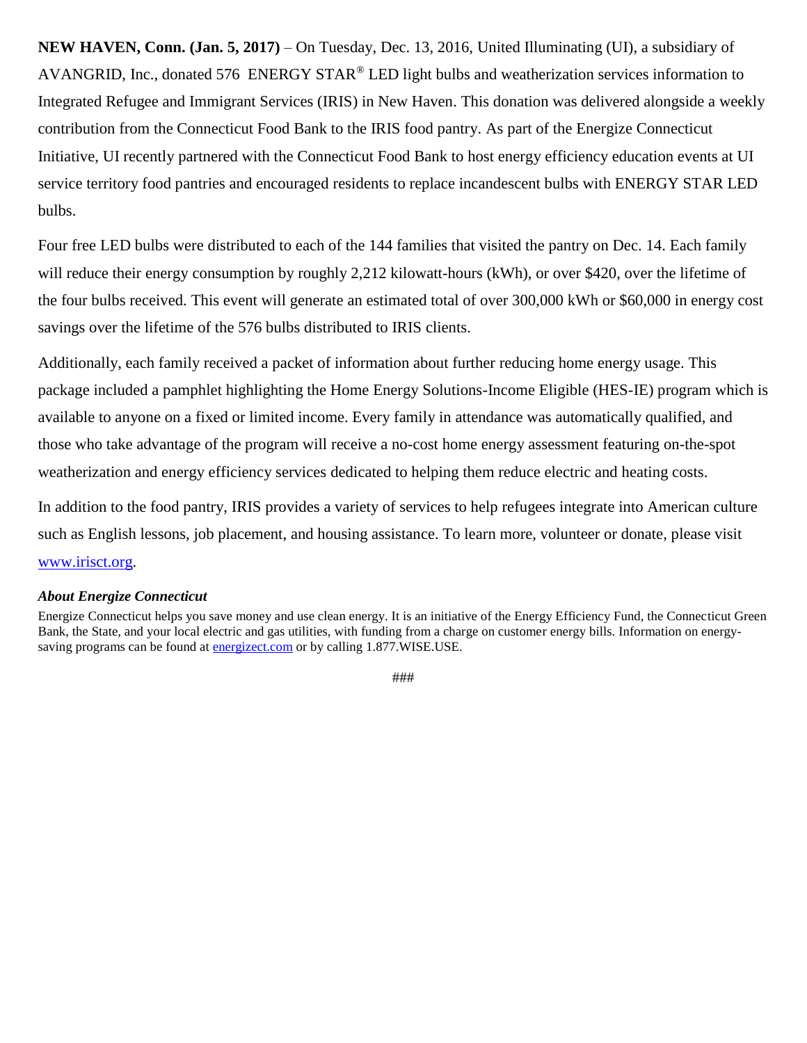**NEW HAVEN, Conn. (Jan. 5, 2017)** – On Tuesday, Dec. 13, 2016, United Illuminating (UI), a subsidiary of AVANGRID, Inc., donated 576 ENERGY STAR® LED light bulbs and weatherization services information to Integrated Refugee and Immigrant Services (IRIS) in New Haven. This donation was delivered alongside a weekly contribution from the Connecticut Food Bank to the IRIS food pantry. As part of the Energize Connecticut Initiative, UI recently partnered with the Connecticut Food Bank to host energy efficiency education events at UI service territory food pantries and encouraged residents to replace incandescent bulbs with ENERGY STAR LED bulbs.

Four free LED bulbs were distributed to each of the 144 families that visited the pantry on Dec. 14. Each family will reduce their energy consumption by roughly 2,212 kilowatt-hours (kWh), or over $420, over the lifetime of the four bulbs received. This event will generate an estimated total of over 300,000 kWh or $60,000 in energy cost savings over the lifetime of the 576 bulbs distributed to IRIS clients.

Additionally, each family received a packet of information about further reducing home energy usage. This package included a pamphlet highlighting the Home Energy Solutions-Income Eligible (HES-IE) program which is available to anyone on a fixed or limited income. Every family in attendance was automatically qualified, and those who take advantage of the program will receive a no-cost home energy assessment featuring on-the-spot weatherization and energy efficiency services dedicated to helping them reduce electric and heating costs.

In addition to the food pantry, IRIS provides a variety of services to help refugees integrate into American culture such as English lessons, job placement, and housing assistance. To learn more, volunteer or donate, please visit [www.irisct.org](http://www.irisct.org).

***About Energize Connecticut***

Energize Connecticut helps you save money and use clean energy. It is an initiative of the Energy Efficiency Fund, the Connecticut Green Bank, the State, and your local electric and gas utilities, with funding from a charge on customer energy bills. Information on energy-saving programs can be found at [energizect.com](http://energizect.com) or by calling 1.877.WISE.USE.

###